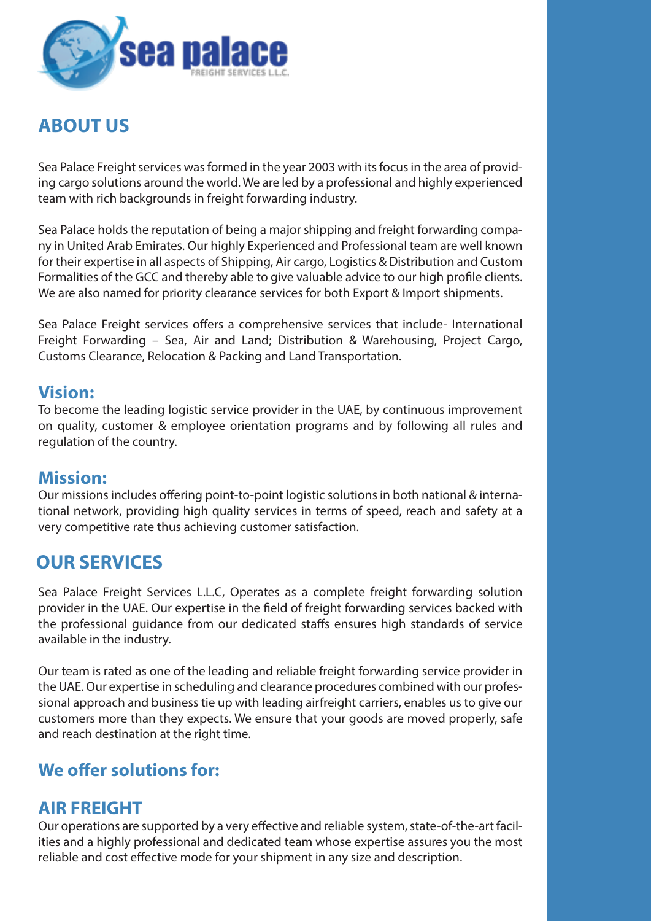sea palace

FREIGHT SERVICES L.L.C.

## ABOUT US

Sea Palace Freight services was formed in the year 2003 with its focus in the area of providing cargo solutions around the world. We are led by a professional and highly experienced team with rich backgrounds in freight forwarding industry.

Sea Palace holds the reputation of being a major shipping and freight forwarding company in United Arab Emirates. Our highly Experienced and Professional team are well known for their expertise in all aspects of Shipping, Air cargo, Logistics & Distribution and Custom Formalities of the GCC and thereby able to give valuable advice to our high profile clients. We are also named for priority clearance services for both Export & Import shipments.

Sea Palace Freight services offers a comprehensive services that include- International Freight Forwarding – Sea, Air and Land; Distribution & Warehousing, Project Cargo, Customs Clearance, Relocation & Packing and Land Transportation.

### Vision:

To become the leading logistic service provider in the UAE, by continuous improvement on quality, customer & employee orientation programs and by following all rules and regulation of the country.

### Mission:

Our missions includes offering point-to-point logistic solutions in both national & international network, providing high quality services in terms of speed, reach and safety at a very competitive rate thus achieving customer satisfaction.

## OUR SERVICES

Sea Palace Freight Services L.L.C, Operates as a complete freight forwarding solution provider in the UAE. Our expertise in the field of freight forwarding services backed with the professional guidance from our dedicated staffs ensures high standards of service available in the industry.

Our team is rated as one of the leading and reliable freight forwarding service provider in the UAE. Our expertise in scheduling and clearance procedures combined with our professional approach and business tie up with leading airfreight carriers, enables us to give our customers more than they expects. We ensure that your goods are moved properly, safe and reach destination at the right time.

### We offer solutions for:

### AIR FREIGHT

Our operations are supported by a very effective and reliable system, state-of-the-art facilities and a highly professional and dedicated team whose expertise assures you the most reliable and cost effective mode for your shipment in any size and description.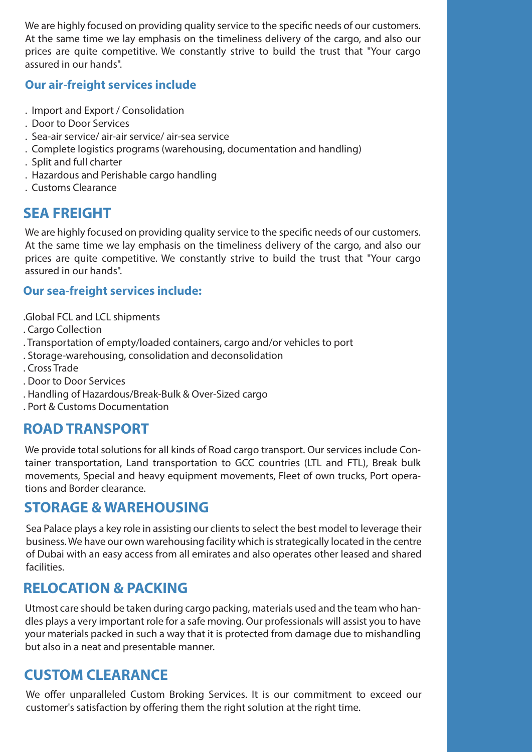We are highly focused on providing quality service to the specific needs of our customers. At the same time we lay emphasis on the timeliness delivery of the cargo, and also our prices are quite competitive. We constantly strive to build the trust that "Your cargo assured in our hands".

### Our air-freight services include

- Import and Export / Consolidation
- Door to Door Services
- Sea-air service/ air-air service/ air-sea service
- Complete logistics programs (warehousing, documentation and handling)
- Split and full charter
- Hazardous and Perishable cargo handling
- Customs Clearance

## SEA FREIGHT

We are highly focused on providing quality service to the specific needs of our customers. At the same time we lay emphasis on the timeliness delivery of the cargo, and also our prices are quite competitive. We constantly strive to build the trust that "Your cargo assured in our hands".

### Our sea-freight services include:

- Global FCL and LCL shipments
- Cargo Collection
- Transportation of empty/loaded containers, cargo and/or vehicles to port
- Storage-warehousing, consolidation and deconsolidation
- Cross Trade
- Door to Door Services
- Handling of Hazardous/Break-Bulk & Over-Sized cargo
- Port & Customs Documentation

## ROAD TRANSPORT

We provide total solutions for all kinds of Road cargo transport. Our services include Container transportation, Land transportation to GCC countries (LTL and FTL), Break bulk movements, Special and heavy equipment movements, Fleet of own trucks, Port operations and Border clearance.

## STORAGE & WAREHOUSING

Sea Palace plays a key role in assisting our clients to select the best model to leverage their business. We have our own warehousing facility which is strategically located in the centre of Dubai with an easy access from all emirates and also operates other leased and shared facilities.

## RELOCATION & PACKING

Utmost care should be taken during cargo packing, materials used and the team who handles plays a very important role for a safe moving. Our professionals will assist you to have your materials packed in such a way that it is protected from damage due to mishandling but also in a neat and presentable manner.

## CUSTOM CLEARANCE

We offer unparalleled Custom Broking Services. It is our commitment to exceed our customer's satisfaction by offering them the right solution at the right time.